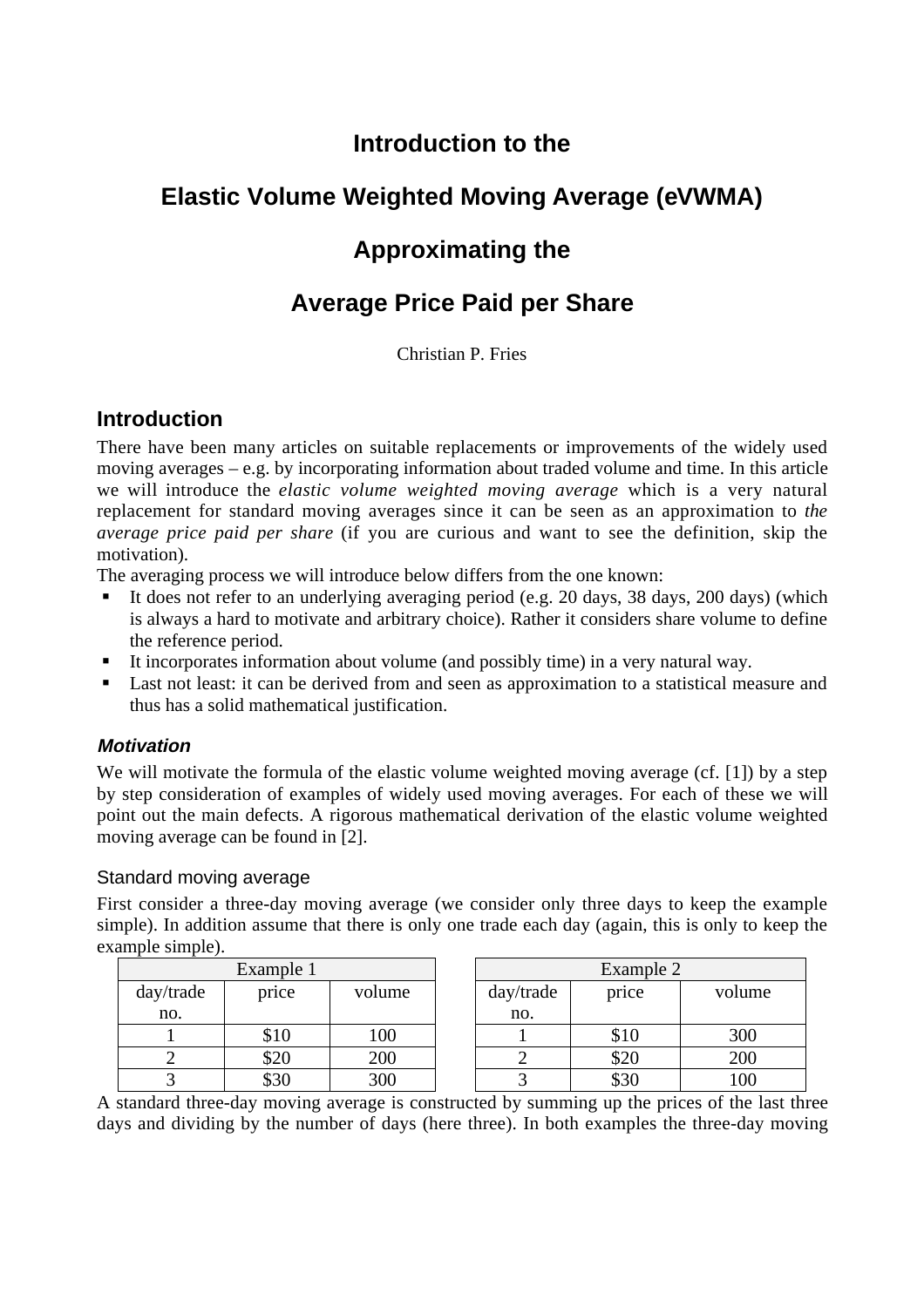# Introduction to the

# Elastic Volume Weighted Moving Average (eVWMA)

# Approximating the

# Average Price Paid per Share

Christian P. Fries

## Introduction

There have been many articles on suitable replacements or improvements of the widely used moving averages – e.g. by incorporating information about traded volume and time. In this article we will introduce the *elastic volume weighted moving average* which is a very natural replacement for standard moving averages since it can be seen as an approximation to *the average price paid per share* (if you are curious and want to see the definition, skip the motivation).

The averaging process we will introduce below differs from the one known:

- It does not refer to an underlying averaging period (e.g. 20 days, 38 days, 200 days) (which is always a hard to motivate and arbitrary choice). Rather it considers share volume to define the reference period.
- It incorporates information about volume (and possibly time) in a very natural way.
- Last not least: it can be derived from and seen as approximation to a statistical measure and thus has a solid mathematical justification.

### *Motivation*

We will motivate the formula of the elastic volume weighted moving average (cf. [1]) by a step by step consideration of examples of widely used moving averages. For each of these we will point out the main defects. A rigorous mathematical derivation of the elastic volume weighted moving average can be found in [2].

#### Standard moving average

First consider a three-day moving average (we consider only three days to keep the example simple). In addition assume that there is only one trade each day (again, this is only to keep the example simple).

| Example 1 | | |
|---|---|---|
| day/trade no. | price | volume |
| 1 | $10 | 100 |
| 2 | $20 | 200 |
| 3 | $30 | 300 |

| Example 2 | | |
|---|---|---|
| day/trade no. | price | volume |
| 1 | $10 | 300 |
| 2 | $20 | 200 |
| 3 | $30 | 100 |

A standard three-day moving average is constructed by summing up the prices of the last three days and dividing by the number of days (here three). In both examples the three-day moving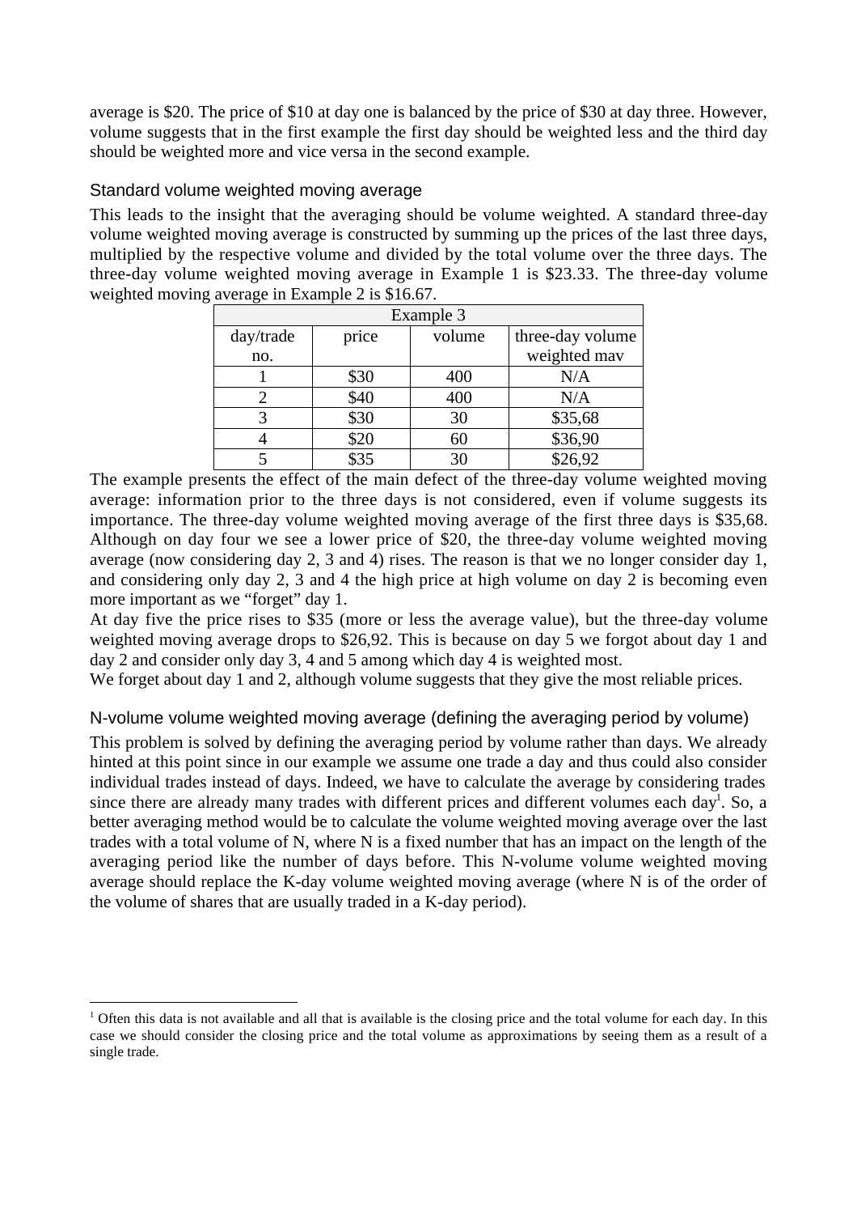average is \$20. The price of \$10 at day one is balanced by the price of \$30 at day three. However, volume suggests that in the first example the first day should be weighted less and the third day should be weighted more and vice versa in the second example.

### Standard volume weighted moving average

This leads to the insight that the averaging should be volume weighted. A standard three-day volume weighted moving average is constructed by summing up the prices of the last three days, multiplied by the respective volume and divided by the total volume over the three days. The three-day volume weighted moving average in Example 1 is \$23.33. The three-day volume weighted moving average in Example 2 is \$16.67.

| Example 3 | | | |
|---|---|---|---|
| day/trade no. | price | volume | three-day volume weighted mav |
| 1 | \$30 | 400 | N/A |
| 2 | \$40 | 400 | N/A |
| 3 | \$30 | 30 | \$35,68 |
| 4 | \$20 | 60 | \$36,90 |
| 5 | \$35 | 30 | \$26,92 |

The example presents the effect of the main defect of the three-day volume weighted moving average: information prior to the three days is not considered, even if volume suggests its importance. The three-day volume weighted moving average of the first three days is \$35,68. Although on day four we see a lower price of \$20, the three-day volume weighted moving average (now considering day 2, 3 and 4) rises. The reason is that we no longer consider day 1, and considering only day 2, 3 and 4 the high price at high volume on day 2 is becoming even more important as we "forget" day 1.

At day five the price rises to \$35 (more or less the average value), but the three-day volume weighted moving average drops to \$26,92. This is because on day 5 we forgot about day 1 and day 2 and consider only day 3, 4 and 5 among which day 4 is weighted most.

We forget about day 1 and 2, although volume suggests that they give the most reliable prices.

### N-volume volume weighted moving average (defining the averaging period by volume)

This problem is solved by defining the averaging period by volume rather than days. We already hinted at this point since in our example we assume one trade a day and thus could also consider individual trades instead of days. Indeed, we have to calculate the average by considering trades since there are already many trades with different prices and different volumes each day[1]. So, a better averaging method would be to calculate the volume weighted moving average over the last trades with a total volume of N, where N is a fixed number that has an impact on the length of the averaging period like the number of days before. This N-volume volume weighted moving average should replace the K-day volume weighted moving average (where N is of the order of the volume of shares that are usually traded in a K-day period).

---

[1] Often this data is not available and all that is available is the closing price and the total volume for each day. In this case we should consider the closing price and the total volume as approximations by seeing them as a result of a single trade.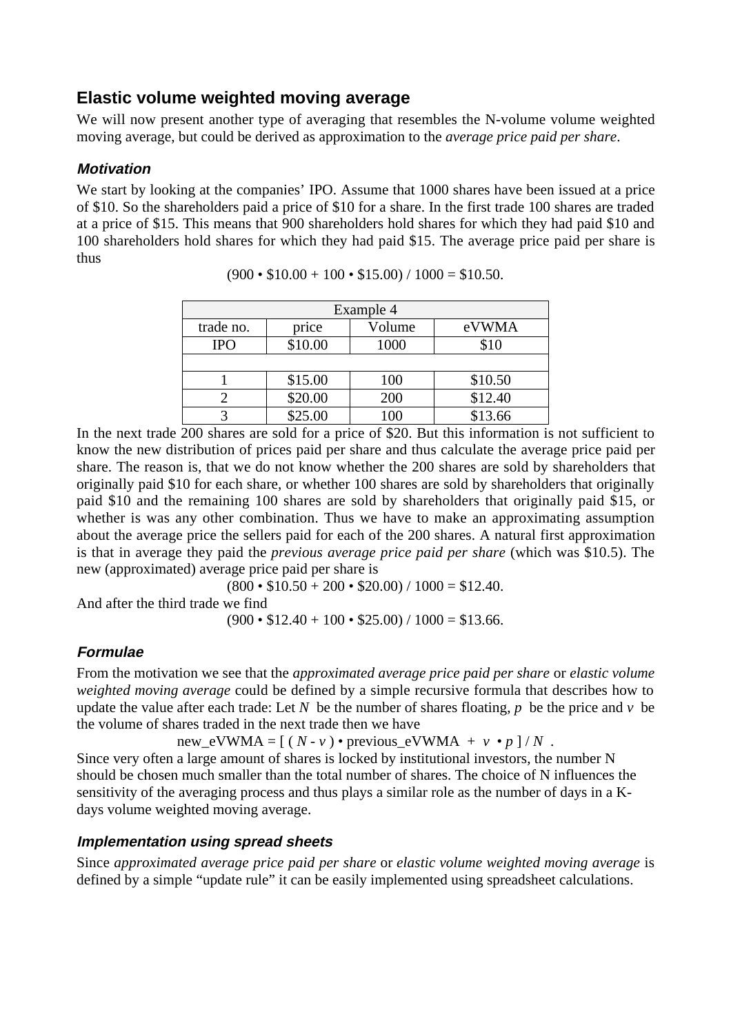## Elastic volume weighted moving average

We will now present another type of averaging that resembles the N-volume volume weighted moving average, but could be derived as approximation to the *average price paid per share*.

### Motivation

We start by looking at the companies' IPO. Assume that 1000 shares have been issued at a price of \$10. So the shareholders paid a price of \$10 for a share. In the first trade 100 shares are traded at a price of \$15. This means that 900 shareholders hold shares for which they had paid \$10 and 100 shareholders hold shares for which they had paid \$15. The average price paid per share is thus

(900 • \$10.00 + 100 • \$15.00) / 1000 = \$10.50.

| Example 4 | | | |
|---|---|---|---|
| trade no. | price | Volume | eVWMA |
| IPO | \$10.00 | 1000 | \$10 |
| | | | |
| 1 | \$15.00 | 100 | \$10.50 |
| 2 | \$20.00 | 200 | \$12.40 |
| 3 | \$25.00 | 100 | \$13.66 |

In the next trade 200 shares are sold for a price of \$20. But this information is not sufficient to know the new distribution of prices paid per share and thus calculate the average price paid per share. The reason is, that we do not know whether the 200 shares are sold by shareholders that originally paid \$10 for each share, or whether 100 shares are sold by shareholders that originally paid \$10 and the remaining 100 shares are sold by shareholders that originally paid \$15, or whether is was any other combination. Thus we have to make an approximating assumption about the average price the sellers paid for each of the 200 shares. A natural first approximation is that in average they paid the *previous average price paid per share* (which was \$10.5). The new (approximated) average price paid per share is

(800 • \$10.50 + 200 • \$20.00) / 1000 = \$12.40.

And after the third trade we find

(900 • \$12.40 + 100 • \$25.00) / 1000 = \$13.66.

### Formulae

From the motivation we see that the *approximated average price paid per share* or *elastic volume weighted moving average* could be defined by a simple recursive formula that describes how to update the value after each trade: Let $N$ be the number of shares floating, $p$ be the price and $v$ be the volume of shares traded in the next trade then we have

$$\text{new\_eVWMA} = [\,(N - v) \cdot \text{previous\_eVWMA} + v \cdot p\,] / N\ .$$

Since very often a large amount of shares is locked by institutional investors, the number N should be chosen much smaller than the total number of shares. The choice of N influences the sensitivity of the averaging process and thus plays a similar role as the number of days in a K-days volume weighted moving average.

### Implementation using spread sheets

Since *approximated average price paid per share* or *elastic volume weighted moving average* is defined by a simple "update rule" it can be easily implemented using spreadsheet calculations.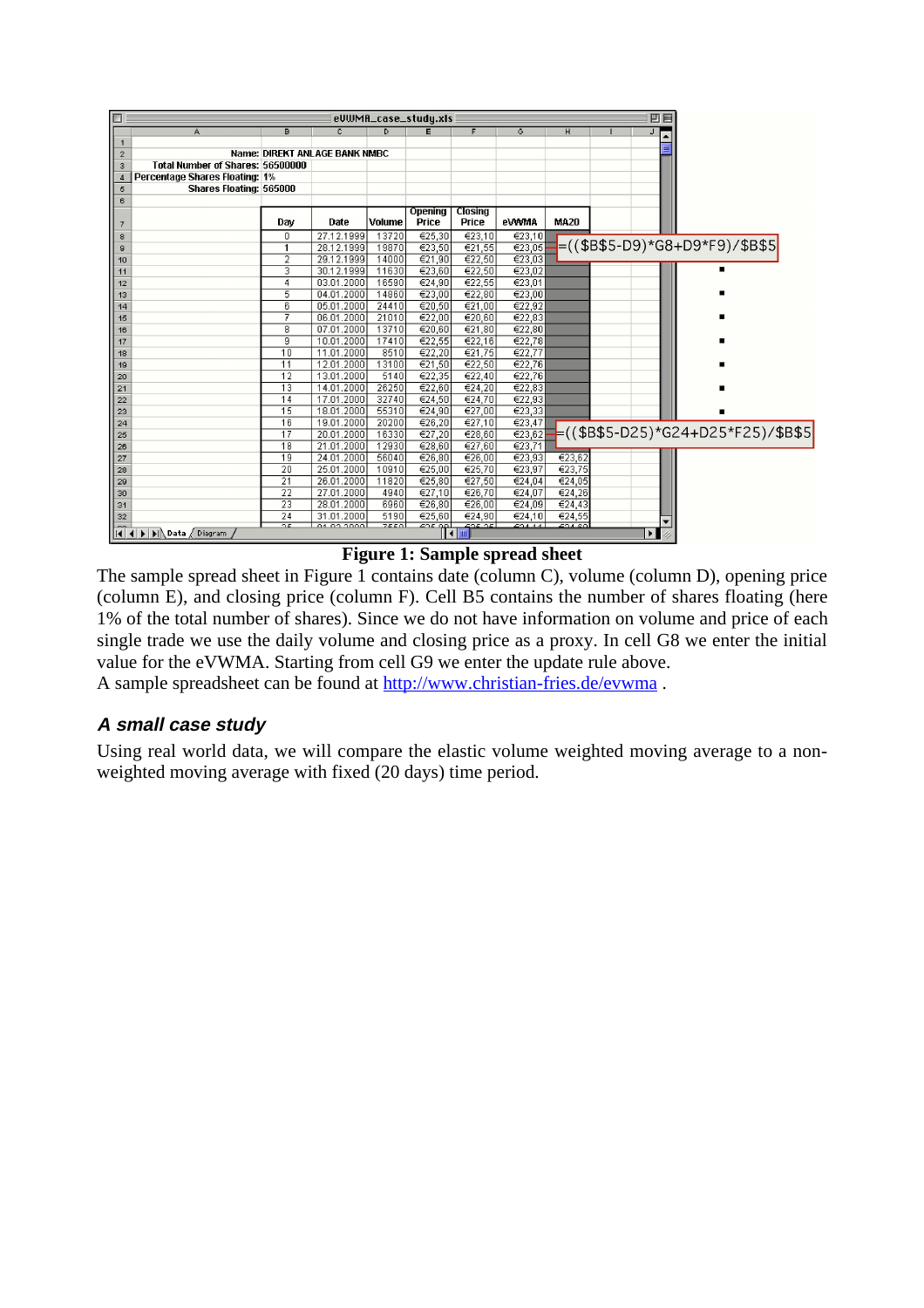| | A | B | C | D | E | F | G | H |
|---|---|---|---|---|---|---|---|---|
| 1 | | | | | | | | |
| 2 | Name: | DIREKT ANLAGE BANK NMBC | | | | | | |
| 3 | Total Number of Shares: | 56500000 | | | | | | |
| 4 | Percentage Shares Floating: | 1% | | | | | | |
| 5 | Shares Floating: | 565000 | | | | | | |
| 6 | | | | | | | | |
| 7 | | Day | Date | Volume | Opening Price | Closing Price | eVWMA | MA20 |
| 8 | | 0 | 27.12.1999 | 13720 | €25,30 | €23,10 | €23,10 | |
| 9 | | 1 | 28.12.1999 | 19870 | €23,50 | €21,55 | €23,05 | |
| 10 | | 2 | 29.12.1999 | 14000 | €21,90 | €22,50 | €23,03 | |
| 11 | | 3 | 30.12.1999 | 11630 | €23,60 | €22,50 | €23,02 | |
| 12 | | 4 | 03.01.2000 | 16590 | €24,90 | €22,55 | €23,01 | |
| 13 | | 5 | 04.01.2000 | 14860 | €23,00 | €22,80 | €23,00 | |
| 14 | | 6 | 05.01.2000 | 24410 | €20,50 | €21,00 | €22,92 | |
| 15 | | 7 | 06.01.2000 | 21010 | €22,00 | €20,60 | €22,83 | |
| 16 | | 8 | 07.01.2000 | 13710 | €20,60 | €21,80 | €22,80 | |
| 17 | | 9 | 10.01.2000 | 17410 | €22,55 | €22,16 | €22,78 | |
| 18 | | 10 | 11.01.2000 | 8510 | €22,20 | €21,75 | €22,77 | |
| 19 | | 11 | 12.01.2000 | 13100 | €21,50 | €22,50 | €22,76 | |
| 20 | | 12 | 13.01.2000 | 5140 | €22,35 | €22,40 | €22,76 | |
| 21 | | 13 | 14.01.2000 | 26250 | €22,60 | €24,20 | €22,83 | |
| 22 | | 14 | 17.01.2000 | 32740 | €24,50 | €24,70 | €22,93 | |
| 23 | | 15 | 18.01.2000 | 55310 | €24,90 | €27,00 | €23,33 | |
| 24 | | 16 | 19.01.2000 | 20200 | €26,20 | €27,10 | €23,47 | |
| 25 | | 17 | 20.01.2000 | 16330 | €27,20 | €28,60 | €23,62 | |
| 26 | | 18 | 21.01.2000 | 12930 | €28,60 | €27,60 | €23,71 | |
| 27 | | 19 | 24.01.2000 | 56040 | €26,80 | €26,00 | €23,93 | €23,62 |
| 28 | | 20 | 25.01.2000 | 10910 | €25,00 | €25,70 | €23,97 | €23,75 |
| 29 | | 21 | 26.01.2000 | 11820 | €25,80 | €27,50 | €24,04 | €24,05 |
| 30 | | 22 | 27.01.2000 | 4940 | €27,10 | €26,70 | €24,07 | €24,26 |
| 31 | | 23 | 28.01.2000 | 6960 | €26,80 | €26,00 | €24,09 | €24,43 |
| 32 | | 24 | 31.01.2000 | 5190 | €25,60 | €24,90 | €24,10 | €24,55 |

Cell G9: `=(($B$5-D9)*G8+D9*F9)/$B$5`

Cell G25: `=(($B$5-D25)*G24+D25*F25)/$B$5`

**Figure 1: Sample spread sheet**

The sample spread sheet in Figure 1 contains date (column C), volume (column D), opening price (column E), and closing price (column F). Cell B5 contains the number of shares floating (here 1% of the total number of shares). Since we do not have information on volume and price of each single trade we use the daily volume and closing price as a proxy. In cell G8 we enter the initial value for the eVWMA. Starting from cell G9 we enter the update rule above.
A sample spreadsheet can be found at http://www.christian-fries.de/evwma .

## *A small case study*

Using real world data, we will compare the elastic volume weighted moving average to a non-weighted moving average with fixed (20 days) time period.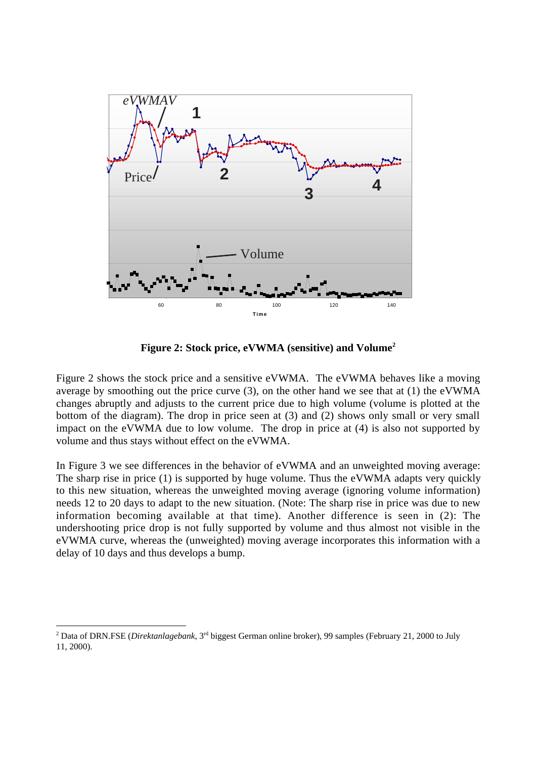**Figure 2: Stock price, eVWMA (sensitive) and Volume**[2]

Figure 2 shows the stock price and a sensitive eVWMA. The eVWMA behaves like a moving average by smoothing out the price curve (3), on the other hand we see that at (1) the eVWMA changes abruptly and adjusts to the current price due to high volume (volume is plotted at the bottom of the diagram). The drop in price seen at (3) and (2) shows only small or very small impact on the eVWMA due to low volume. The drop in price at (4) is also not supported by volume and thus stays without effect on the eVWMA.

In Figure 3 we see differences in the behavior of eVWMA and an unweighted moving average: The sharp rise in price (1) is supported by huge volume. Thus the eVWMA adapts very quickly to this new situation, whereas the unweighted moving average (ignoring volume information) needs 12 to 20 days to adapt to the new situation. (Note: The sharp rise in price was due to new information becoming available at that time). Another difference is seen in (2): The undershooting price drop is not fully supported by volume and thus almost not visible in the eVWMA curve, whereas the (unweighted) moving average incorporates this information with a delay of 10 days and thus develops a bump.

---

[2] Data of DRN.FSE (*Direktanlagebank*, 3rd biggest German online broker), 99 samples (February 21, 2000 to July 11, 2000).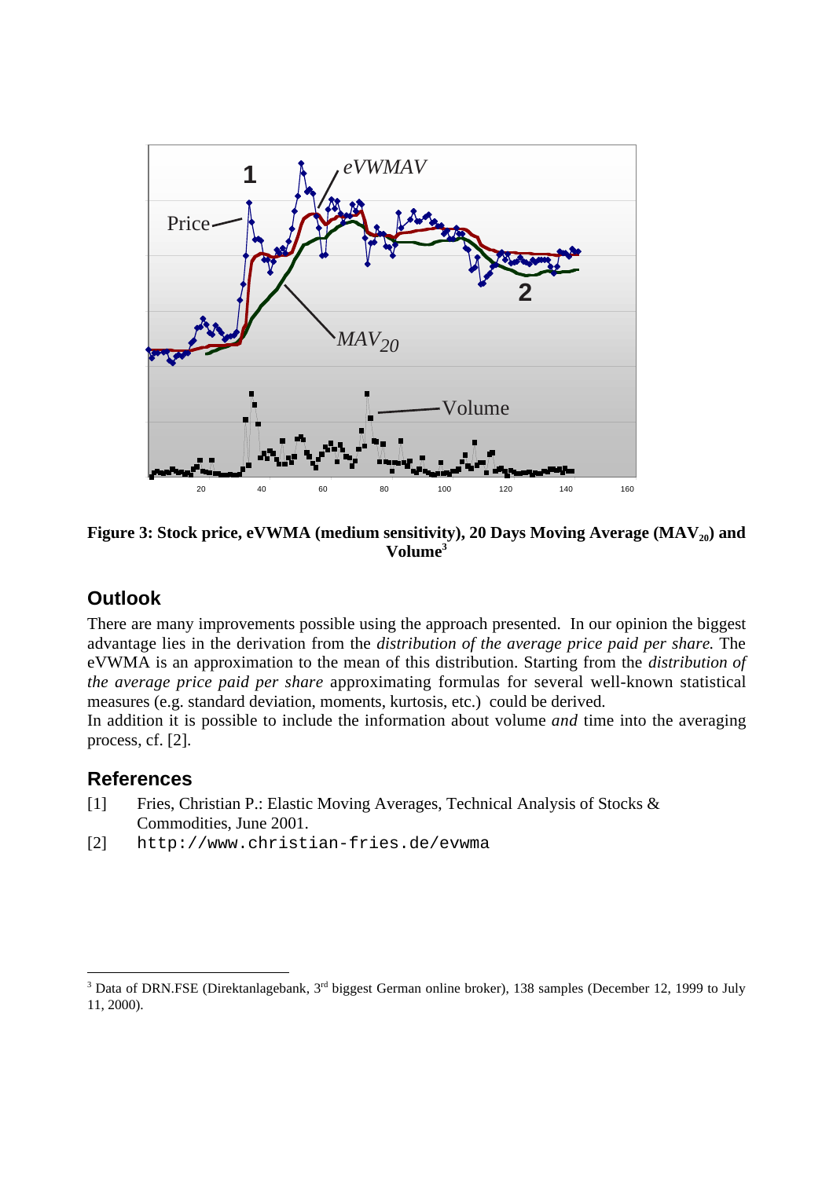1

eVWMAV

Price

2

MAV20

Volume

20 40 60 80 100 120 140 160

**Figure 3: Stock price, eVWMA (medium sensitivity), 20 Days Moving Average ($MAV_{20}$) and Volume[3]**

## Outlook

There are many improvements possible using the approach presented. In our opinion the biggest advantage lies in the derivation from the *distribution of the average price paid per share.* The eVWMA is an approximation to the mean of this distribution. Starting from the *distribution of the average price paid per share* approximating formulas for several well-known statistical measures (e.g. standard deviation, moments, kurtosis, etc.) could be derived.

In addition it is possible to include the information about volume *and* time into the averaging process, cf. [2].

## References

[1] Fries, Christian P.: Elastic Moving Averages, Technical Analysis of Stocks & Commodities, June 2001.

[2] `http://www.christian-fries.de/evwma`

---

[3] Data of DRN.FSE (Direktanlagebank, 3rd biggest German online broker), 138 samples (December 12, 1999 to July 11, 2000).